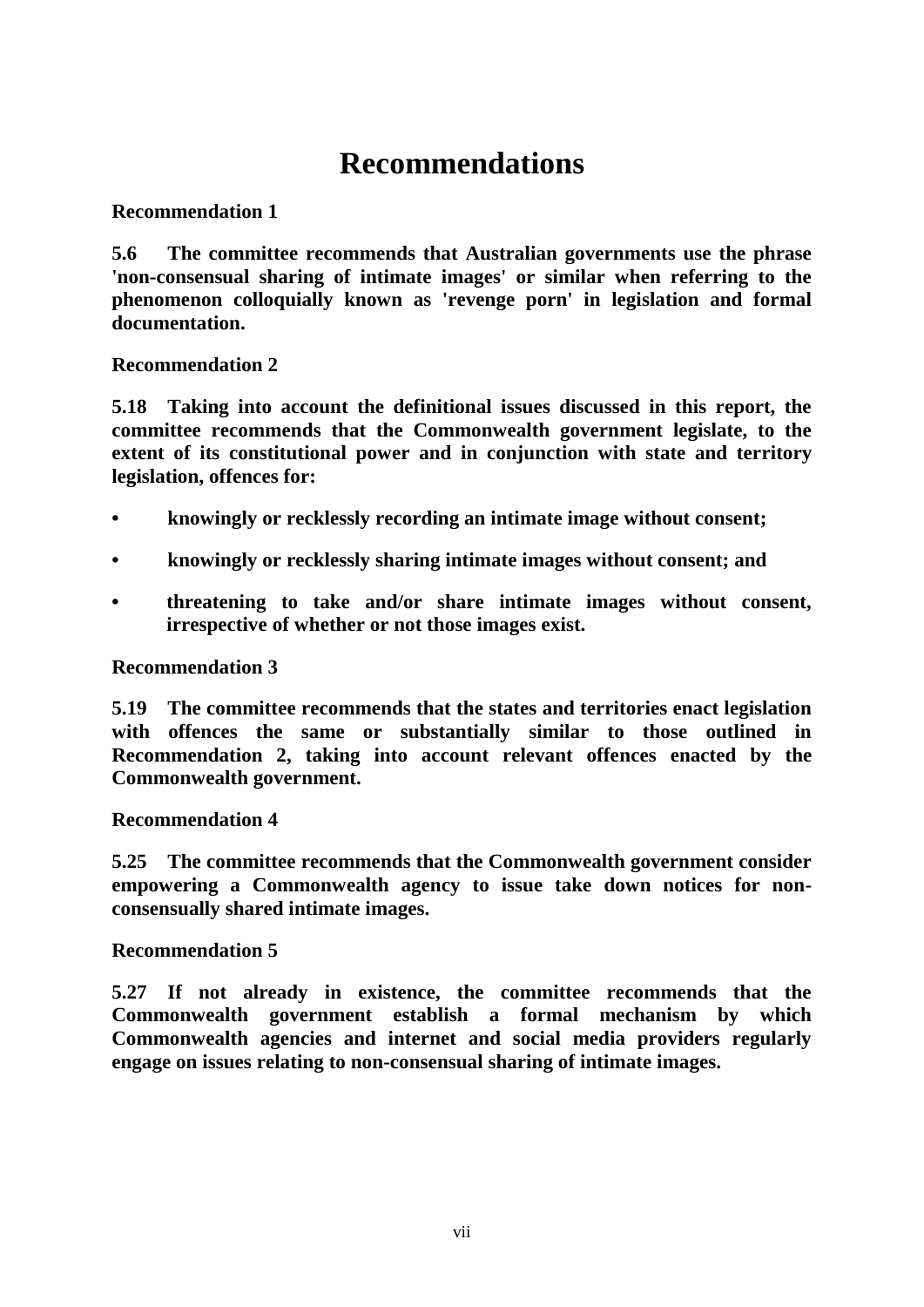# Recommendations

**Recommendation 1**

**5.6 The committee recommends that Australian governments use the phrase 'non-consensual sharing of intimate images' or similar when referring to the phenomenon colloquially known as 'revenge porn' in legislation and formal documentation.**

**Recommendation 2**

**5.18 Taking into account the definitional issues discussed in this report, the committee recommends that the Commonwealth government legislate, to the extent of its constitutional power and in conjunction with state and territory legislation, offences for:**

- **knowingly or recklessly recording an intimate image without consent;**
- **knowingly or recklessly sharing intimate images without consent; and**
- **threatening to take and/or share intimate images without consent, irrespective of whether or not those images exist.**

**Recommendation 3**

**5.19 The committee recommends that the states and territories enact legislation with offences the same or substantially similar to those outlined in Recommendation 2, taking into account relevant offences enacted by the Commonwealth government.**

**Recommendation 4**

**5.25 The committee recommends that the Commonwealth government consider empowering a Commonwealth agency to issue take down notices for non-consensually shared intimate images.**

**Recommendation 5**

**5.27 If not already in existence, the committee recommends that the Commonwealth government establish a formal mechanism by which Commonwealth agencies and internet and social media providers regularly engage on issues relating to non-consensual sharing of intimate images.**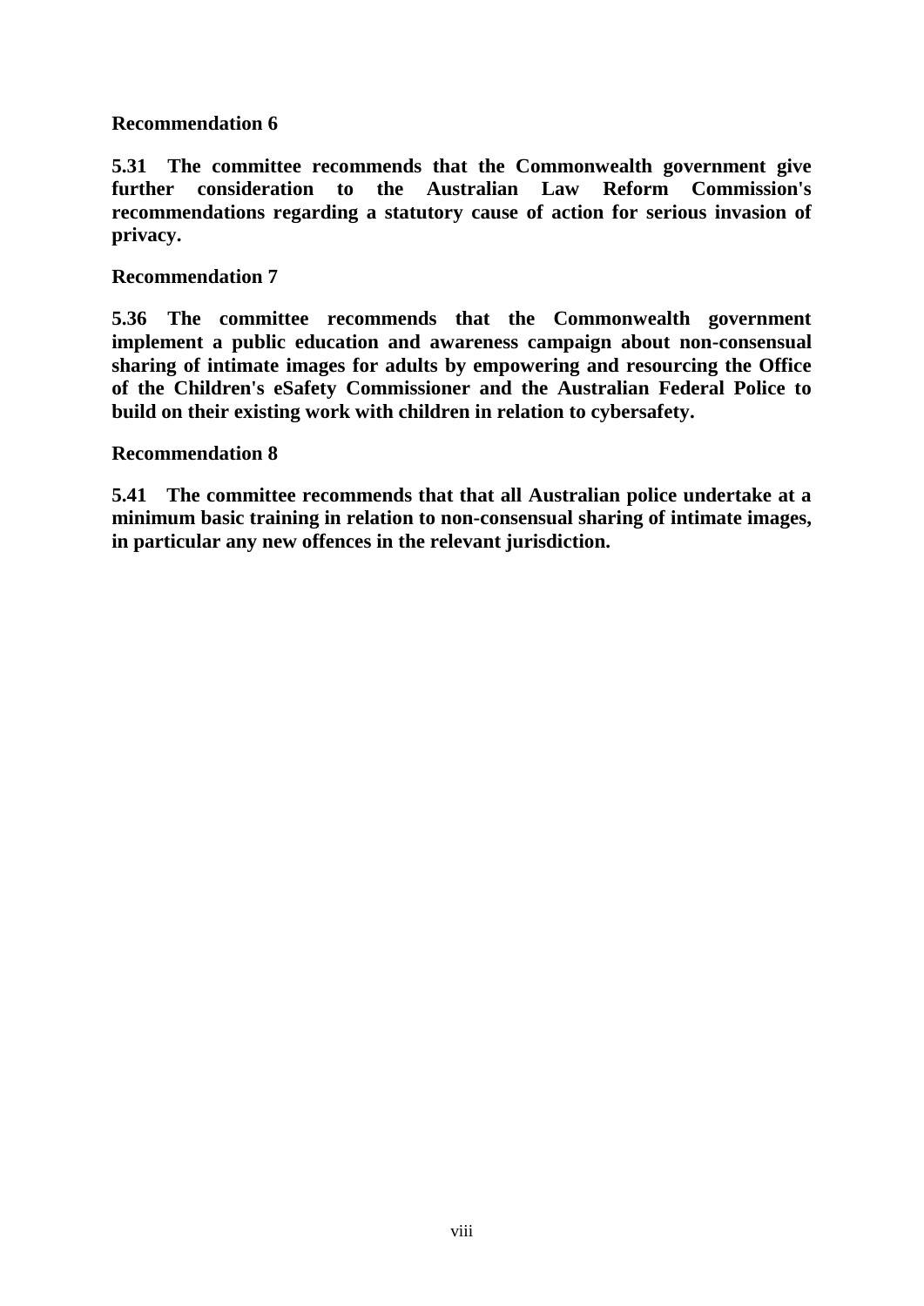**Recommendation 6**

**5.31 The committee recommends that the Commonwealth government give further consideration to the Australian Law Reform Commission's recommendations regarding a statutory cause of action for serious invasion of privacy.**

**Recommendation 7**

**5.36 The committee recommends that the Commonwealth government implement a public education and awareness campaign about non-consensual sharing of intimate images for adults by empowering and resourcing the Office of the Children's eSafety Commissioner and the Australian Federal Police to build on their existing work with children in relation to cybersafety.**

**Recommendation 8**

**5.41 The committee recommends that that all Australian police undertake at a minimum basic training in relation to non-consensual sharing of intimate images, in particular any new offences in the relevant jurisdiction.**